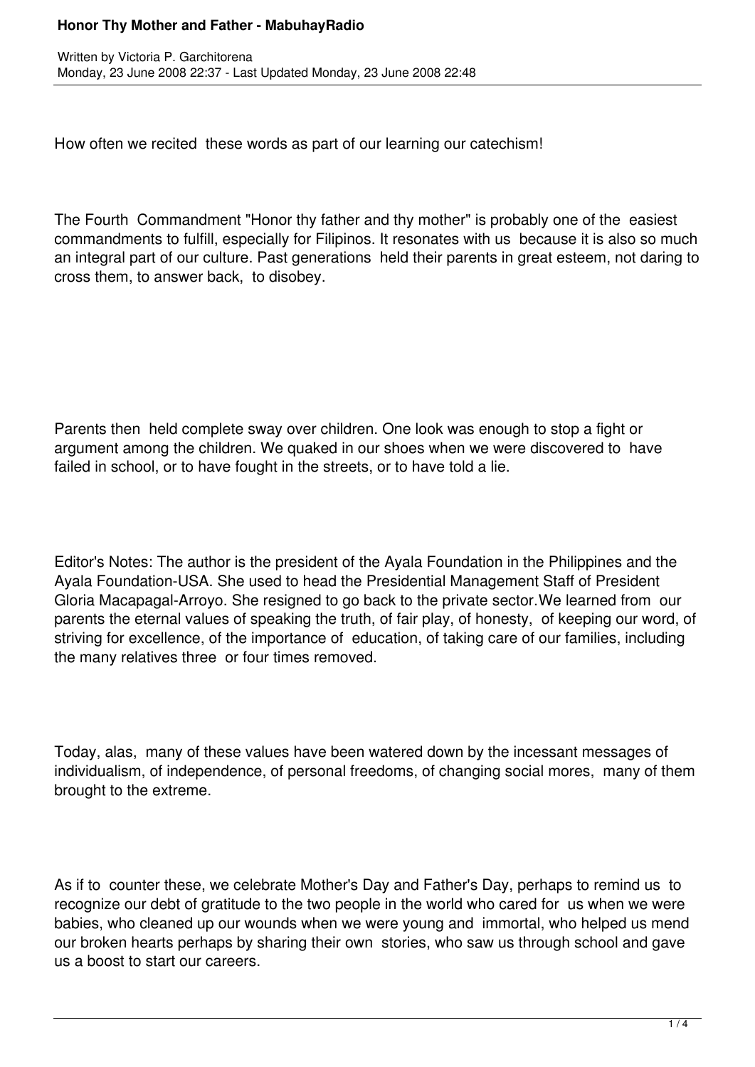# Honor Thy Mother and Father - MabuhayRadio

Written by Victoria P. Garchitorena
Monday, 23 June 2008 22:37 - Last Updated Monday, 23 June 2008 22:48

How often we recited these words as part of our learning our catechism!

The Fourth Commandment "Honor thy father and thy mother" is probably one of the easiest commandments to fulfill, especially for Filipinos. It resonates with us because it is also so much an integral part of our culture. Past generations held their parents in great esteem, not daring to cross them, to answer back, to disobey.

Parents then held complete sway over children. One look was enough to stop a fight or argument among the children. We quaked in our shoes when we were discovered to have failed in school, or to have fought in the streets, or to have told a lie.

Editor's Notes: The author is the president of the Ayala Foundation in the Philippines and the Ayala Foundation-USA. She used to head the Presidential Management Staff of President Gloria Macapagal-Arroyo. She resigned to go back to the private sector.We learned from our parents the eternal values of speaking the truth, of fair play, of honesty, of keeping our word, of striving for excellence, of the importance of education, of taking care of our families, including the many relatives three or four times removed.

Today, alas, many of these values have been watered down by the incessant messages of individualism, of independence, of personal freedoms, of changing social mores, many of them brought to the extreme.

As if to counter these, we celebrate Mother's Day and Father's Day, perhaps to remind us to recognize our debt of gratitude to the two people in the world who cared for us when we were babies, who cleaned up our wounds when we were young and immortal, who helped us mend our broken hearts perhaps by sharing their own stories, who saw us through school and gave us a boost to start our careers.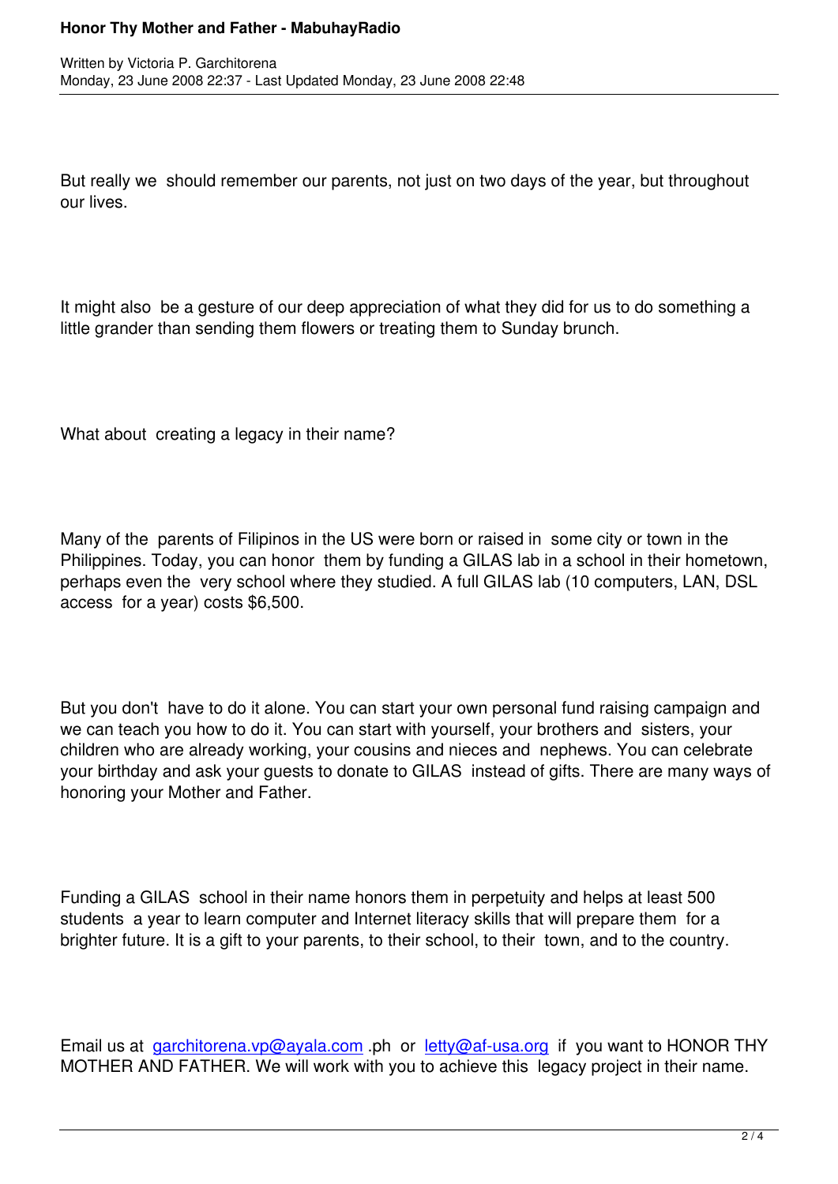But really we should remember our parents, not just on two days of the year, but throughout our lives.

It might also be a gesture of our deep appreciation of what they did for us to do something a little grander than sending them flowers or treating them to Sunday brunch.

What about creating a legacy in their name?

Many of the parents of Filipinos in the US were born or raised in some city or town in the Philippines. Today, you can honor them by funding a GILAS lab in a school in their hometown, perhaps even the very school where they studied. A full GILAS lab (10 computers, LAN, DSL access for a year) costs $6,500.

But you don't have to do it alone. You can start your own personal fund raising campaign and we can teach you how to do it. You can start with yourself, your brothers and sisters, your children who are already working, your cousins and nieces and nephews. You can celebrate your birthday and ask your guests to donate to GILAS instead of gifts. There are many ways of honoring your Mother and Father.

Funding a GILAS school in their name honors them in perpetuity and helps at least 500 students a year to learn computer and Internet literacy skills that will prepare them for a brighter future. It is a gift to your parents, to their school, to their town, and to the country.

Email us at garchitorena.vp@ayala.com .ph or letty@af-usa.org if you want to HONOR THY MOTHER AND FATHER. We will work with you to achieve this legacy project in their name.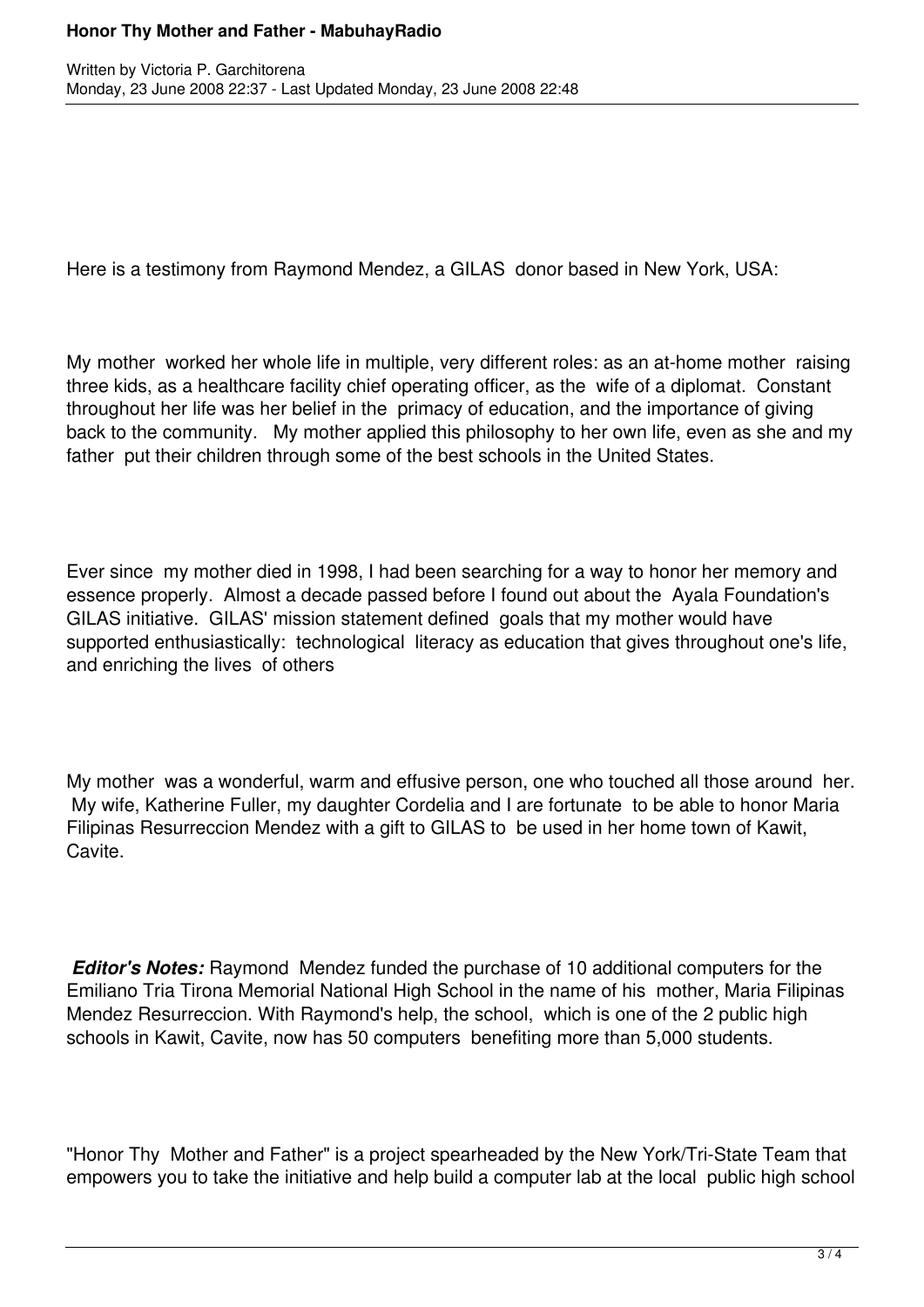Here is a testimony from Raymond Mendez, a GILAS donor based in New York, USA:

My mother worked her whole life in multiple, very different roles: as an at-home mother raising three kids, as a healthcare facility chief operating officer, as the wife of a diplomat. Constant throughout her life was her belief in the primacy of education, and the importance of giving back to the community. My mother applied this philosophy to her own life, even as she and my father put their children through some of the best schools in the United States.

Ever since my mother died in 1998, I had been searching for a way to honor her memory and essence properly. Almost a decade passed before I found out about the Ayala Foundation's GILAS initiative. GILAS' mission statement defined goals that my mother would have supported enthusiastically: technological literacy as education that gives throughout one's life, and enriching the lives of others

My mother was a wonderful, warm and effusive person, one who touched all those around her. My wife, Katherine Fuller, my daughter Cordelia and I are fortunate to be able to honor Maria Filipinas Resurreccion Mendez with a gift to GILAS to be used in her home town of Kawit, Cavite.

***Editor's Notes:*** Raymond Mendez funded the purchase of 10 additional computers for the Emiliano Tria Tirona Memorial National High School in the name of his mother, Maria Filipinas Mendez Resurreccion. With Raymond's help, the school, which is one of the 2 public high schools in Kawit, Cavite, now has 50 computers benefiting more than 5,000 students.

"Honor Thy Mother and Father" is a project spearheaded by the New York/Tri-State Team that empowers you to take the initiative and help build a computer lab at the local public high school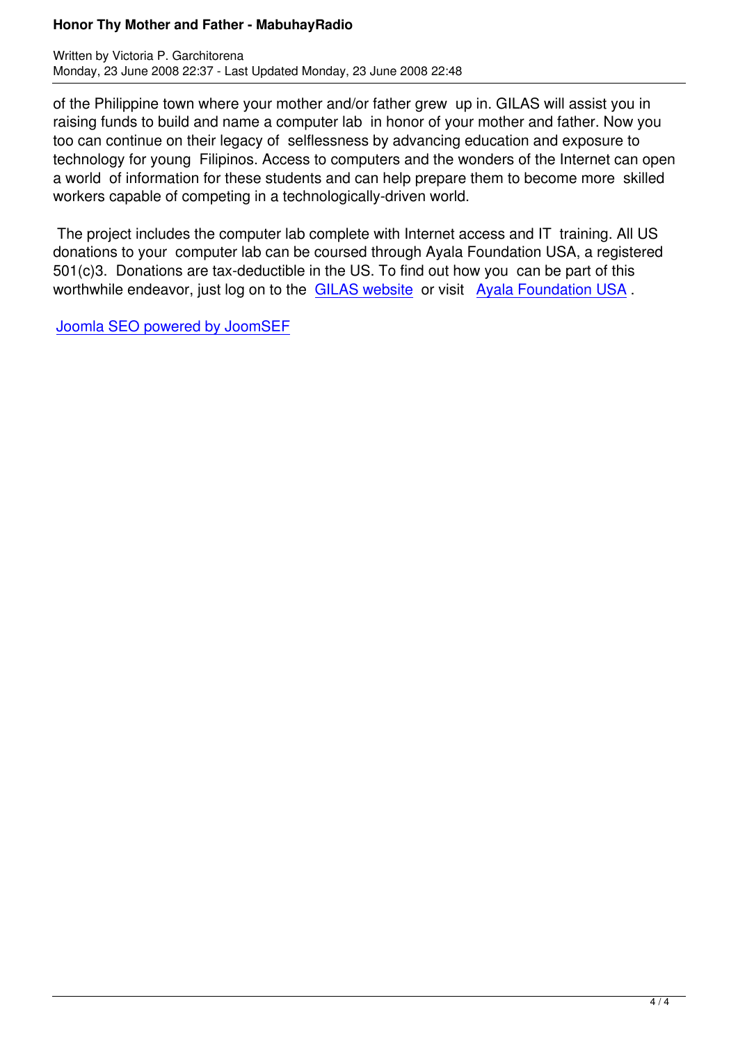of the Philippine town where your mother and/or father grew up in. GILAS will assist you in raising funds to build and name a computer lab in honor of your mother and father. Now you too can continue on their legacy of selflessness by advancing education and exposure to technology for young Filipinos. Access to computers and the wonders of the Internet can open a world of information for these students and can help prepare them to become more skilled workers capable of competing in a technologically-driven world.

The project includes the computer lab complete with Internet access and IT training. All US donations to your computer lab can be coursed through Ayala Foundation USA, a registered 501(c)3. Donations are tax-deductible in the US. To find out how you can be part of this worthwhile endeavor, just log on to the GILAS website or visit Ayala Foundation USA .

Joomla SEO powered by JoomSEF